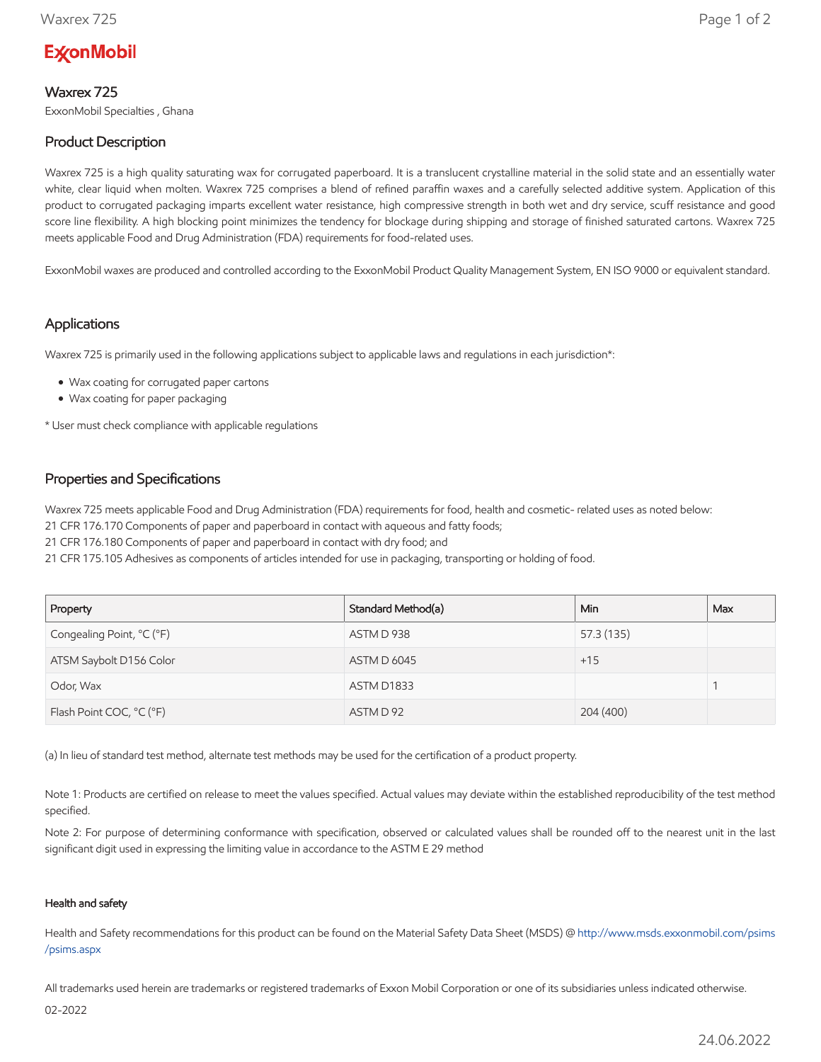**ExxonMobil**

# Waxrex 725

ExxonMobil Specialties , Ghana

## Product Description

Waxrex 725 is a high quality saturating wax for corrugated paperboard. It is a translucent crystalline material in the solid state and an essentially water white, clear liquid when molten. Waxrex 725 comprises a blend of refined paraffin waxes and a carefully selected additive system. Application of this product to corrugated packaging imparts excellent water resistance, high compressive strength in both wet and dry service, scuff resistance and good score line flexibility. A high blocking point minimizes the tendency for blockage during shipping and storage of finished saturated cartons. Waxrex 725 meets applicable Food and Drug Administration (FDA) requirements for food-related uses.

ExxonMobil waxes are produced and controlled according to the ExxonMobil Product Quality Management System, EN ISO 9000 or equivalent standard.

## Applications

Waxrex 725 is primarily used in the following applications subject to applicable laws and regulations in each jurisdiction*:

- Wax coating for corrugated paper cartons
- Wax coating for paper packaging

* User must check compliance with applicable regulations

## Properties and Specifications

Waxrex 725 meets applicable Food and Drug Administration (FDA) requirements for food, health and cosmetic- related uses as noted below:
21 CFR 176.170 Components of paper and paperboard in contact with aqueous and fatty foods;
21 CFR 176.180 Components of paper and paperboard in contact with dry food; and
21 CFR 175.105 Adhesives as components of articles intended for use in packaging, transporting or holding of food.

| Property | Standard Method(a) | Min | Max |
|---|---|---|---|
| Congealing Point, °C (°F) | ASTM D 938 | 57.3 (135) | |
| ATSM Saybolt D156 Color | ASTM D 6045 | +15 | |
| Odor, Wax | ASTM D1833 | | 1 |
| Flash Point COC, °C (°F) | ASTM D 92 | 204 (400) | |

(a) In lieu of standard test method, alternate test methods may be used for the certification of a product property.

Note 1: Products are certified on release to meet the values specified. Actual values may deviate within the established reproducibility of the test method specified.

Note 2: For purpose of determining conformance with specification, observed or calculated values shall be rounded off to the nearest unit in the last significant digit used in expressing the limiting value in accordance to the ASTM E 29 method

#### Health and safety

Health and Safety recommendations for this product can be found on the Material Safety Data Sheet (MSDS) @ http://www.msds.exxonmobil.com/psims/psims.aspx

All trademarks used herein are trademarks or registered trademarks of Exxon Mobil Corporation or one of its subsidiaries unless indicated otherwise.

02-2022

24.06.2022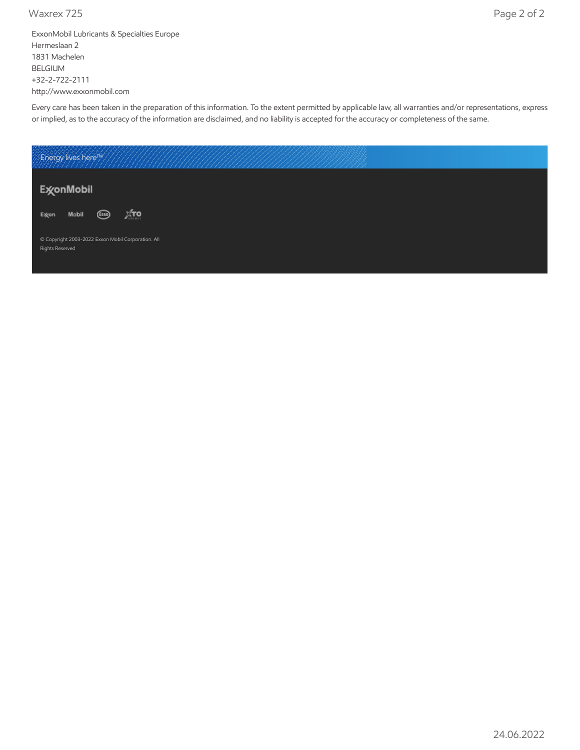ExxonMobil Lubricants & Specialties Europe
Hermeslaan 2
1831 Machelen
BELGIUM
+32-2-722-2111
http://www.exxonmobil.com

Every care has been taken in the preparation of this information. To the extent permitted by applicable law, all warranties and/or representations, express or implied, as to the accuracy of the information are disclaimed, and no liability is accepted for the accuracy or completeness of the same.

Energy lives here™

ExxonMobil

Exxon Mobil Esso XTO

© Copyright 2003-2022 Exxon Mobil Corporation. All Rights Reserved